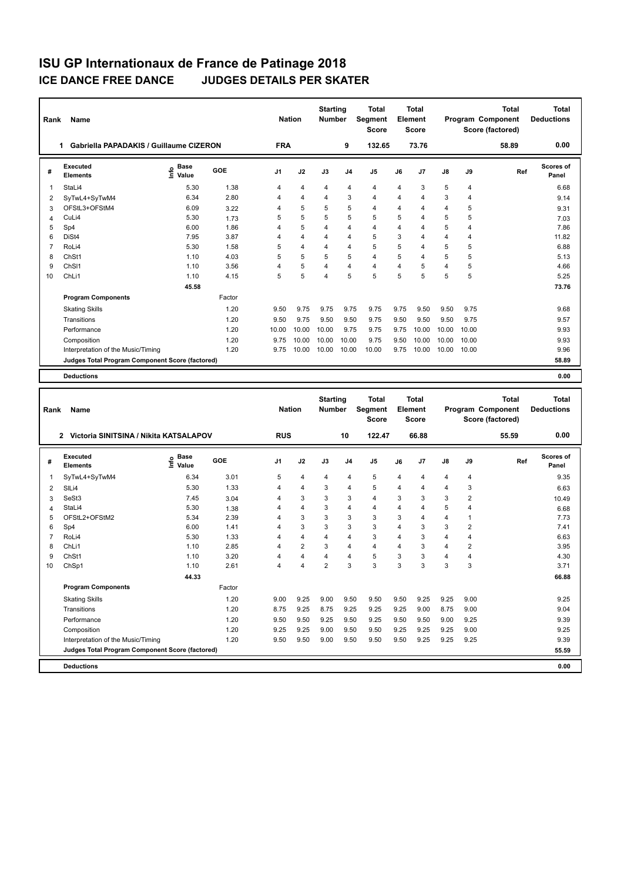# ISU GP Internationaux de France de Patinage 2018

## ICE DANCE FREE DANCE JUDGES DETAILS PER SKATER

| Rank | Name | Nation | Starting Number | Total Segment Score | Total Element Score | Total Program Component Score (factored) | Total Deductions |
|---|---|---|---|---|---|---|---|
| 1 | Gabriella PAPADAKIS / Guillaume CIZERON | FRA | 9 | 132.65 | 73.76 | 58.89 | 0.00 |

| # | Executed Elements | Info | Base Value | GOE | J1 | J2 | J3 | J4 | J5 | J6 | J7 | J8 | J9 | Ref | Scores of Panel |
|---|---|---|---|---|---|---|---|---|---|---|---|---|---|---|---|
| 1 | StaLi4 | | 5.30 | 1.38 | 4 | 4 | 4 | 4 | 4 | 4 | 3 | 5 | 4 | | 6.68 |
| 2 | SyTwL4+SyTwM4 | | 6.34 | 2.80 | 4 | 4 | 4 | 3 | 4 | 4 | 4 | 3 | 4 | | 9.14 |
| 3 | OFStL3+OFStM4 | | 6.09 | 3.22 | 4 | 5 | 5 | 5 | 4 | 4 | 4 | 4 | 5 | | 9.31 |
| 4 | CuLi4 | | 5.30 | 1.73 | 5 | 5 | 5 | 5 | 5 | 5 | 4 | 5 | 5 | | 7.03 |
| 5 | Sp4 | | 6.00 | 1.86 | 4 | 5 | 4 | 4 | 4 | 4 | 4 | 5 | 4 | | 7.86 |
| 6 | DiSt4 | | 7.95 | 3.87 | 4 | 4 | 4 | 4 | 5 | 3 | 4 | 4 | 4 | | 11.82 |
| 7 | RoLi4 | | 5.30 | 1.58 | 5 | 4 | 4 | 4 | 5 | 5 | 4 | 5 | 5 | | 6.88 |
| 8 | ChSt1 | | 1.10 | 4.03 | 5 | 5 | 5 | 5 | 4 | 5 | 4 | 5 | 5 | | 5.13 |
| 9 | ChSl1 | | 1.10 | 3.56 | 4 | 5 | 4 | 4 | 4 | 4 | 5 | 4 | 5 | | 4.66 |
| 10 | ChLi1 | | 1.10 | 4.15 | 5 | 5 | 4 | 5 | 5 | 5 | 5 | 5 | 5 | | 5.25 |
| | | | 45.58 | | | | | | | | | | | | 73.76 |

| Program Components | Factor | J1 | J2 | J3 | J4 | J5 | J6 | J7 | J8 | J9 | Scores of Panel |
|---|---|---|---|---|---|---|---|---|---|---|---|
| Skating Skills | 1.20 | 9.50 | 9.75 | 9.75 | 9.75 | 9.75 | 9.75 | 9.50 | 9.50 | 9.75 | 9.68 |
| Transitions | 1.20 | 9.50 | 9.75 | 9.50 | 9.50 | 9.75 | 9.50 | 9.50 | 9.50 | 9.75 | 9.57 |
| Performance | 1.20 | 10.00 | 10.00 | 10.00 | 9.75 | 9.75 | 9.75 | 10.00 | 10.00 | 10.00 | 9.93 |
| Composition | 1.20 | 9.75 | 10.00 | 10.00 | 10.00 | 9.75 | 9.50 | 10.00 | 10.00 | 10.00 | 9.93 |
| Interpretation of the Music/Timing | 1.20 | 9.75 | 10.00 | 10.00 | 10.00 | 10.00 | 9.75 | 10.00 | 10.00 | 10.00 | 9.96 |
| Judges Total Program Component Score (factored) | | | | | | | | | | | 58.89 |

| Deductions | 0.00 |
|---|---|

| Rank | Name | Nation | Starting Number | Total Segment Score | Total Element Score | Total Program Component Score (factored) | Total Deductions |
|---|---|---|---|---|---|---|---|
| 2 | Victoria SINITSINA / Nikita KATSALAPOV | RUS | 10 | 122.47 | 66.88 | 55.59 | 0.00 |

| # | Executed Elements | Info | Base Value | GOE | J1 | J2 | J3 | J4 | J5 | J6 | J7 | J8 | J9 | Ref | Scores of Panel |
|---|---|---|---|---|---|---|---|---|---|---|---|---|---|---|---|
| 1 | SyTwL4+SyTwM4 | | 6.34 | 3.01 | 5 | 4 | 4 | 4 | 5 | 4 | 4 | 4 | 4 | | 9.35 |
| 2 | SlLi4 | | 5.30 | 1.33 | 4 | 4 | 3 | 4 | 5 | 4 | 4 | 4 | 3 | | 6.63 |
| 3 | SeSt3 | | 7.45 | 3.04 | 4 | 3 | 3 | 3 | 4 | 3 | 3 | 3 | 2 | | 10.49 |
| 4 | StaLi4 | | 5.30 | 1.38 | 4 | 4 | 3 | 4 | 4 | 4 | 4 | 5 | 4 | | 6.68 |
| 5 | OFStL2+OFStM2 | | 5.34 | 2.39 | 4 | 3 | 3 | 3 | 3 | 3 | 4 | 4 | 1 | | 7.73 |
| 6 | Sp4 | | 6.00 | 1.41 | 4 | 3 | 3 | 3 | 3 | 4 | 3 | 3 | 2 | | 7.41 |
| 7 | RoLi4 | | 5.30 | 1.33 | 4 | 4 | 4 | 4 | 3 | 4 | 3 | 4 | 4 | | 6.63 |
| 8 | ChLi1 | | 1.10 | 2.85 | 4 | 2 | 3 | 4 | 4 | 4 | 3 | 4 | 2 | | 3.95 |
| 9 | ChSt1 | | 1.10 | 3.20 | 4 | 4 | 4 | 4 | 5 | 3 | 3 | 4 | 4 | | 4.30 |
| 10 | ChSp1 | | 1.10 | 2.61 | 4 | 4 | 2 | 3 | 3 | 3 | 3 | 3 | 3 | | 3.71 |
| | | | 44.33 | | | | | | | | | | | | 66.88 |

| Program Components | Factor | J1 | J2 | J3 | J4 | J5 | J6 | J7 | J8 | J9 | Scores of Panel |
|---|---|---|---|---|---|---|---|---|---|---|---|
| Skating Skills | 1.20 | 9.00 | 9.25 | 9.00 | 9.50 | 9.50 | 9.50 | 9.25 | 9.25 | 9.00 | 9.25 |
| Transitions | 1.20 | 8.75 | 9.25 | 8.75 | 9.25 | 9.25 | 9.25 | 9.00 | 8.75 | 9.00 | 9.04 |
| Performance | 1.20 | 9.50 | 9.50 | 9.25 | 9.50 | 9.25 | 9.50 | 9.50 | 9.00 | 9.25 | 9.39 |
| Composition | 1.20 | 9.25 | 9.25 | 9.00 | 9.50 | 9.50 | 9.25 | 9.25 | 9.25 | 9.00 | 9.25 |
| Interpretation of the Music/Timing | 1.20 | 9.50 | 9.50 | 9.00 | 9.50 | 9.50 | 9.50 | 9.25 | 9.25 | 9.25 | 9.39 |
| Judges Total Program Component Score (factored) | | | | | | | | | | | 55.59 |

| Deductions | 0.00 |
|---|---|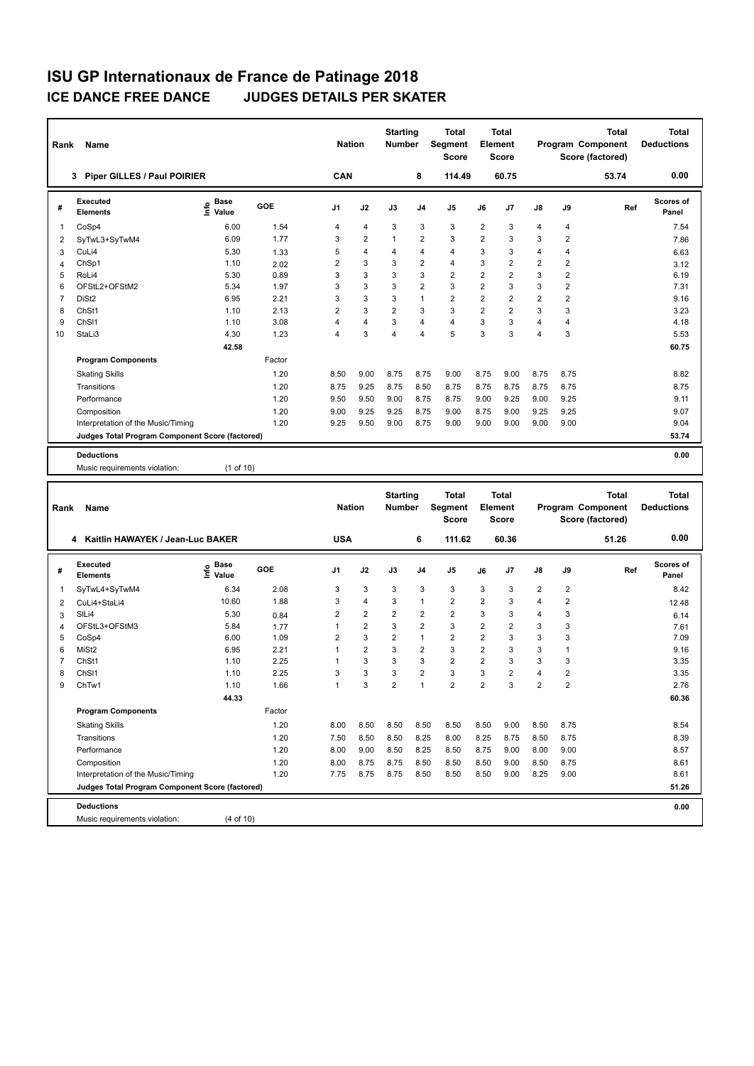# ISU GP Internationaux de France de Patinage 2018

## ICE DANCE FREE DANCE JUDGES DETAILS PER SKATER

| Rank | Name | Nation | Starting Number | Total Segment Score | Total Element Score | Total Program Component Score (factored) | Total Deductions |
|---|---|---|---|---|---|---|---|
| 3 | Piper GILLES / Paul POIRIER | CAN | 8 | 114.49 | 60.75 | 53.74 | 0.00 |

| # | Executed Elements | Info | Base Value | GOE | J1 | J2 | J3 | J4 | J5 | J6 | J7 | J8 | J9 | Ref | Scores of Panel |
|---|---|---|---|---|---|---|---|---|---|---|---|---|---|---|---|
| 1 | CoSp4 | | 6.00 | 1.54 | 4 | 4 | 3 | 3 | 3 | 2 | 3 | 4 | 4 | | 7.54 |
| 2 | SyTwL3+SyTwM4 | | 6.09 | 1.77 | 3 | 2 | 1 | 2 | 3 | 2 | 3 | 3 | 2 | | 7.86 |
| 3 | CuLi4 | | 5.30 | 1.33 | 5 | 4 | 4 | 4 | 4 | 3 | 3 | 4 | 4 | | 6.63 |
| 4 | ChSp1 | | 1.10 | 2.02 | 2 | 3 | 3 | 2 | 4 | 3 | 2 | 2 | 2 | | 3.12 |
| 5 | RoLi4 | | 5.30 | 0.89 | 3 | 3 | 3 | 3 | 2 | 2 | 2 | 3 | 2 | | 6.19 |
| 6 | OFStL2+OFStM2 | | 5.34 | 1.97 | 3 | 3 | 3 | 2 | 3 | 2 | 3 | 3 | 2 | | 7.31 |
| 7 | DiSt2 | | 6.95 | 2.21 | 3 | 3 | 3 | 1 | 2 | 2 | 2 | 2 | 2 | | 9.16 |
| 8 | ChSt1 | | 1.10 | 2.13 | 2 | 3 | 2 | 3 | 3 | 2 | 2 | 3 | 3 | | 3.23 |
| 9 | ChSl1 | | 1.10 | 3.08 | 4 | 4 | 3 | 4 | 4 | 3 | 3 | 4 | 4 | | 4.18 |
| 10 | StaLi3 | | 4.30 | 1.23 | 4 | 3 | 4 | 4 | 5 | 3 | 3 | 4 | 3 | | 5.53 |
| | | | 42.58 | | | | | | | | | | | | 60.75 |

| Program Components | Factor | J1 | J2 | J3 | J4 | J5 | J6 | J7 | J8 | J9 | Scores of Panel |
|---|---|---|---|---|---|---|---|---|---|---|---|
| Skating Skills | 1.20 | 8.50 | 9.00 | 8.75 | 8.75 | 9.00 | 8.75 | 9.00 | 8.75 | 8.75 | 8.82 |
| Transitions | 1.20 | 8.75 | 9.25 | 8.75 | 8.50 | 8.75 | 8.75 | 8.75 | 8.75 | 8.75 | 8.75 |
| Performance | 1.20 | 9.50 | 9.50 | 9.00 | 8.75 | 8.75 | 9.00 | 9.25 | 9.00 | 9.25 | 9.11 |
| Composition | 1.20 | 9.00 | 9.25 | 9.25 | 8.75 | 9.00 | 8.75 | 9.00 | 9.25 | 9.25 | 9.07 |
| Interpretation of the Music/Timing | 1.20 | 9.25 | 9.50 | 9.00 | 8.75 | 9.00 | 9.00 | 9.00 | 9.00 | 9.00 | 9.04 |
| Judges Total Program Component Score (factored) | | | | | | | | | | | 53.74 |

**Deductions** 0.00

Music requirements violation: (1 of 10)

| Rank | Name | Nation | Starting Number | Total Segment Score | Total Element Score | Total Program Component Score (factored) | Total Deductions |
|---|---|---|---|---|---|---|---|
| 4 | Kaitlin HAWAYEK / Jean-Luc BAKER | USA | 6 | 111.62 | 60.36 | 51.26 | 0.00 |

| # | Executed Elements | Info | Base Value | GOE | J1 | J2 | J3 | J4 | J5 | J6 | J7 | J8 | J9 | Ref | Scores of Panel |
|---|---|---|---|---|---|---|---|---|---|---|---|---|---|---|---|
| 1 | SyTwL4+SyTwM4 | | 6.34 | 2.08 | 3 | 3 | 3 | 3 | 3 | 3 | 3 | 2 | 2 | | 8.42 |
| 2 | CuLi4+StaLi4 | | 10.60 | 1.88 | 3 | 4 | 3 | 1 | 2 | 2 | 3 | 4 | 2 | | 12.48 |
| 3 | SlLi4 | | 5.30 | 0.84 | 2 | 2 | 2 | 2 | 2 | 3 | 3 | 4 | 3 | | 6.14 |
| 4 | OFStL3+OFStM3 | | 5.84 | 1.77 | 1 | 2 | 3 | 2 | 3 | 2 | 2 | 3 | 3 | | 7.61 |
| 5 | CoSp4 | | 6.00 | 1.09 | 2 | 3 | 2 | 1 | 2 | 2 | 3 | 3 | 3 | | 7.09 |
| 6 | MiSt2 | | 6.95 | 2.21 | 1 | 2 | 3 | 2 | 3 | 2 | 3 | 3 | 1 | | 9.16 |
| 7 | ChSt1 | | 1.10 | 2.25 | 1 | 3 | 3 | 3 | 2 | 2 | 3 | 3 | 3 | | 3.35 |
| 8 | ChSl1 | | 1.10 | 2.25 | 3 | 3 | 3 | 2 | 3 | 3 | 2 | 4 | 2 | | 3.35 |
| 9 | ChTw1 | | 1.10 | 1.66 | 1 | 3 | 2 | 1 | 2 | 2 | 3 | 2 | 2 | | 2.76 |
| | | | 44.33 | | | | | | | | | | | | 60.36 |

| Program Components | Factor | J1 | J2 | J3 | J4 | J5 | J6 | J7 | J8 | J9 | Scores of Panel |
|---|---|---|---|---|---|---|---|---|---|---|---|
| Skating Skills | 1.20 | 8.00 | 8.50 | 8.50 | 8.50 | 8.50 | 8.50 | 9.00 | 8.50 | 8.75 | 8.54 |
| Transitions | 1.20 | 7.50 | 8.50 | 8.50 | 8.25 | 8.00 | 8.25 | 8.75 | 8.50 | 8.75 | 8.39 |
| Performance | 1.20 | 8.00 | 9.00 | 8.50 | 8.25 | 8.50 | 8.75 | 9.00 | 8.00 | 9.00 | 8.57 |
| Composition | 1.20 | 8.00 | 8.75 | 8.75 | 8.50 | 8.50 | 8.50 | 9.00 | 8.50 | 8.75 | 8.61 |
| Interpretation of the Music/Timing | 1.20 | 7.75 | 8.75 | 8.75 | 8.50 | 8.50 | 8.50 | 9.00 | 8.25 | 9.00 | 8.61 |
| Judges Total Program Component Score (factored) | | | | | | | | | | | 51.26 |

**Deductions** 0.00

Music requirements violation: (4 of 10)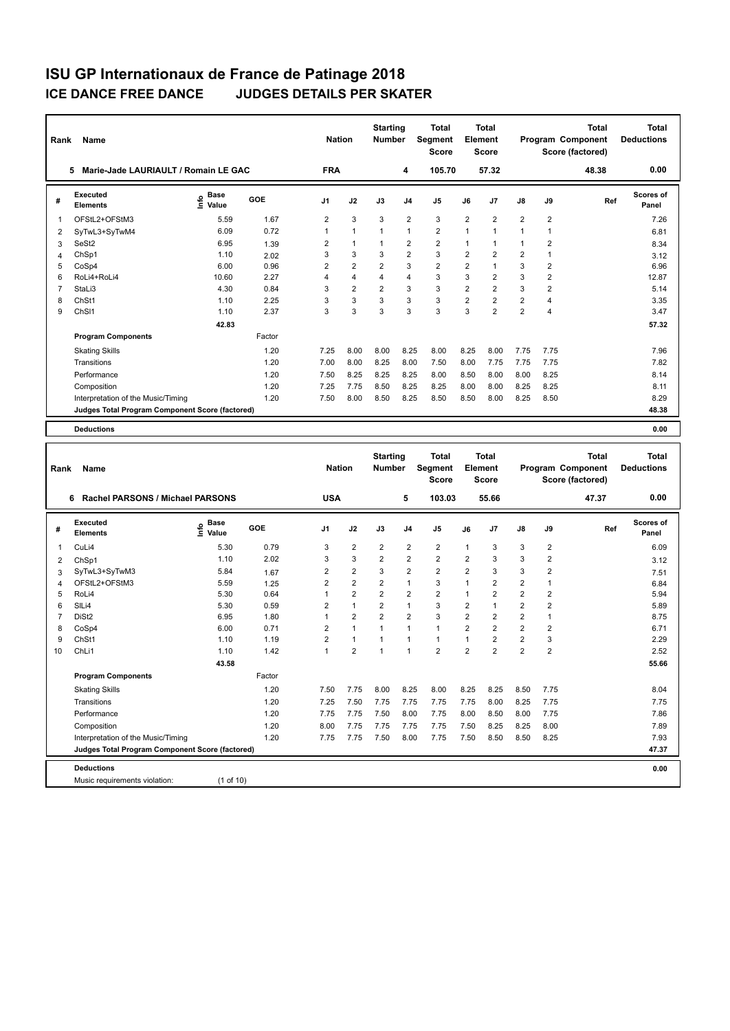# ISU GP Internationaux de France de Patinage 2018

## ICE DANCE FREE DANCE JUDGES DETAILS PER SKATER

| Rank | Name | Nation | Starting Number | Total Segment Score | Total Element Score | Total Program Component Score (factored) | Total Deductions |
|---|---|---|---|---|---|---|---|
| 5 | Marie-Jade LAURIAULT / Romain LE GAC | FRA | 4 | 105.70 | 57.32 | 48.38 | 0.00 |

| # | Executed Elements | Info | Base Value | GOE | J1 | J2 | J3 | J4 | J5 | J6 | J7 | J8 | J9 | Ref | Scores of Panel |
|---|---|---|---|---|---|---|---|---|---|---|---|---|---|---|---|
| 1 | OFStL2+OFStM3 | | 5.59 | 1.67 | 2 | 3 | 3 | 2 | 3 | 2 | 2 | 2 | 2 | | 7.26 |
| 2 | SyTwL3+SyTwM4 | | 6.09 | 0.72 | 1 | 1 | 1 | 1 | 2 | 1 | 1 | 1 | 1 | | 6.81 |
| 3 | SeSt2 | | 6.95 | 1.39 | 2 | 1 | 1 | 2 | 2 | 1 | 1 | 1 | 2 | | 8.34 |
| 4 | ChSp1 | | 1.10 | 2.02 | 3 | 3 | 3 | 2 | 3 | 2 | 2 | 2 | 1 | | 3.12 |
| 5 | CoSp4 | | 6.00 | 0.96 | 2 | 2 | 2 | 3 | 2 | 2 | 1 | 3 | 2 | | 6.96 |
| 6 | RoLi4+RoLi4 | | 10.60 | 2.27 | 4 | 4 | 4 | 4 | 3 | 3 | 2 | 3 | 2 | | 12.87 |
| 7 | StaLi3 | | 4.30 | 0.84 | 3 | 2 | 2 | 3 | 3 | 2 | 2 | 3 | 2 | | 5.14 |
| 8 | ChSt1 | | 1.10 | 2.25 | 3 | 3 | 3 | 3 | 3 | 2 | 2 | 2 | 4 | | 3.35 |
| 9 | ChSl1 | | 1.10 | 2.37 | 3 | 3 | 3 | 3 | 3 | 3 | 2 | 2 | 4 | | 3.47 |
| | | | 42.83 | | | | | | | | | | | | 57.32 |

| Program Components | Factor | J1 | J2 | J3 | J4 | J5 | J6 | J7 | J8 | J9 | | Scores of Panel |
|---|---|---|---|---|---|---|---|---|---|---|---|---|
| Skating Skills | 1.20 | 7.25 | 8.00 | 8.00 | 8.25 | 8.00 | 8.25 | 8.00 | 7.75 | 7.75 | | 7.96 |
| Transitions | 1.20 | 7.00 | 8.00 | 8.25 | 8.00 | 7.50 | 8.00 | 7.75 | 7.75 | 7.75 | | 7.82 |
| Performance | 1.20 | 7.50 | 8.25 | 8.25 | 8.25 | 8.00 | 8.50 | 8.00 | 8.00 | 8.25 | | 8.14 |
| Composition | 1.20 | 7.25 | 7.75 | 8.50 | 8.25 | 8.25 | 8.00 | 8.00 | 8.25 | 8.25 | | 8.11 |
| Interpretation of the Music/Timing | 1.20 | 7.50 | 8.00 | 8.50 | 8.25 | 8.50 | 8.50 | 8.00 | 8.25 | 8.50 | | 8.29 |
| Judges Total Program Component Score (factored) | | | | | | | | | | | | 48.38 |

**Deductions** 0.00

| Rank | Name | Nation | Starting Number | Total Segment Score | Total Element Score | Total Program Component Score (factored) | Total Deductions |
|---|---|---|---|---|---|---|---|
| 6 | Rachel PARSONS / Michael PARSONS | USA | 5 | 103.03 | 55.66 | 47.37 | 0.00 |

| # | Executed Elements | Info | Base Value | GOE | J1 | J2 | J3 | J4 | J5 | J6 | J7 | J8 | J9 | Ref | Scores of Panel |
|---|---|---|---|---|---|---|---|---|---|---|---|---|---|---|---|
| 1 | CuLi4 | | 5.30 | 0.79 | 3 | 2 | 2 | 2 | 2 | 1 | 3 | 3 | 2 | | 6.09 |
| 2 | ChSp1 | | 1.10 | 2.02 | 3 | 3 | 2 | 2 | 2 | 2 | 3 | 3 | 2 | | 3.12 |
| 3 | SyTwL3+SyTwM3 | | 5.84 | 1.67 | 2 | 2 | 3 | 2 | 2 | 2 | 3 | 3 | 2 | | 7.51 |
| 4 | OFStL2+OFStM3 | | 5.59 | 1.25 | 2 | 2 | 2 | 1 | 3 | 1 | 2 | 2 | 1 | | 6.84 |
| 5 | RoLi4 | | 5.30 | 0.64 | 1 | 2 | 2 | 2 | 2 | 1 | 2 | 2 | 2 | | 5.94 |
| 6 | SlLi4 | | 5.30 | 0.59 | 2 | 1 | 2 | 1 | 3 | 2 | 1 | 2 | 2 | | 5.89 |
| 7 | DiSt2 | | 6.95 | 1.80 | 1 | 2 | 2 | 2 | 3 | 2 | 2 | 2 | 1 | | 8.75 |
| 8 | CoSp4 | | 6.00 | 0.71 | 2 | 1 | 1 | 1 | 1 | 2 | 2 | 2 | 2 | | 6.71 |
| 9 | ChSt1 | | 1.10 | 1.19 | 2 | 1 | 1 | 1 | 1 | 1 | 2 | 2 | 3 | | 2.29 |
| 10 | ChLi1 | | 1.10 | 1.42 | 1 | 2 | 1 | 1 | 2 | 2 | 2 | 2 | 2 | | 2.52 |
| | | | 43.58 | | | | | | | | | | | | 55.66 |

| Program Components | Factor | J1 | J2 | J3 | J4 | J5 | J6 | J7 | J8 | J9 | | Scores of Panel |
|---|---|---|---|---|---|---|---|---|---|---|---|---|
| Skating Skills | 1.20 | 7.50 | 7.75 | 8.00 | 8.25 | 8.00 | 8.25 | 8.25 | 8.50 | 7.75 | | 8.04 |
| Transitions | 1.20 | 7.25 | 7.50 | 7.75 | 7.75 | 7.75 | 7.75 | 8.00 | 8.25 | 7.75 | | 7.75 |
| Performance | 1.20 | 7.75 | 7.75 | 7.50 | 8.00 | 7.75 | 8.00 | 8.50 | 8.00 | 7.75 | | 7.86 |
| Composition | 1.20 | 8.00 | 7.75 | 7.75 | 7.75 | 7.75 | 7.50 | 8.25 | 8.25 | 8.00 | | 7.89 |
| Interpretation of the Music/Timing | 1.20 | 7.75 | 7.75 | 7.50 | 8.00 | 7.75 | 7.50 | 8.50 | 8.50 | 8.25 | | 7.93 |
| Judges Total Program Component Score (factored) | | | | | | | | | | | | 47.37 |

**Deductions** 0.00

Music requirements violation: (1 of 10)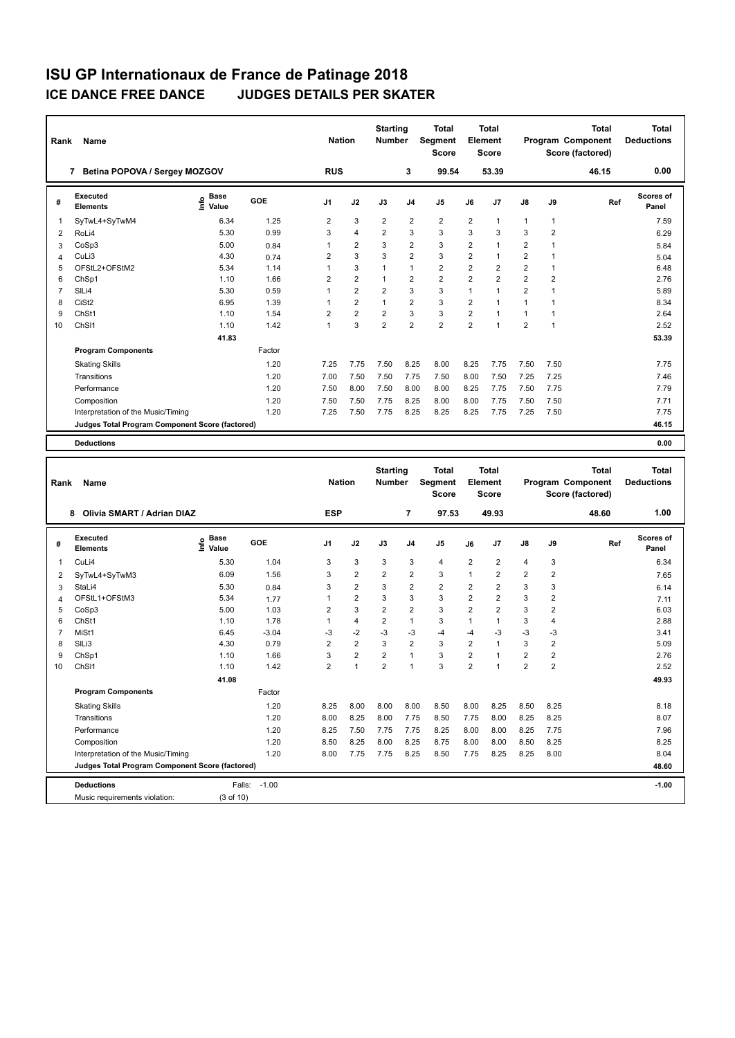# ISU GP Internationaux de France de Patinage 2018

## ICE DANCE FREE DANCE JUDGES DETAILS PER SKATER

| Rank | Name | Nation | Starting Number | Total Segment Score | Total Element Score | Total Program Component Score (factored) | Total Deductions |
|---|---|---|---|---|---|---|---|
| 7 | Betina POPOVA / Sergey MOZGOV | RUS | 3 | 99.54 | 53.39 | 46.15 | 0.00 |

| # | Executed Elements | Info | Base Value | GOE | J1 | J2 | J3 | J4 | J5 | J6 | J7 | J8 | J9 | Ref | Scores of Panel |
|---|---|---|---|---|---|---|---|---|---|---|---|---|---|---|---|
| 1 | SyTwL4+SyTwM4 | | 6.34 | 1.25 | 2 | 3 | 2 | 2 | 2 | 2 | 1 | 1 | 1 | | 7.59 |
| 2 | RoLi4 | | 5.30 | 0.99 | 3 | 4 | 2 | 3 | 3 | 3 | 3 | 3 | 2 | | 6.29 |
| 3 | CoSp3 | | 5.00 | 0.84 | 1 | 2 | 3 | 2 | 3 | 2 | 1 | 2 | 1 | | 5.84 |
| 4 | CuLi3 | | 4.30 | 0.74 | 2 | 3 | 3 | 2 | 3 | 2 | 1 | 2 | 1 | | 5.04 |
| 5 | OFStL2+OFStM2 | | 5.34 | 1.14 | 1 | 3 | 1 | 1 | 2 | 2 | 2 | 2 | 1 | | 6.48 |
| 6 | ChSp1 | | 1.10 | 1.66 | 2 | 2 | 1 | 2 | 2 | 2 | 2 | 2 | 2 | | 2.76 |
| 7 | SlLi4 | | 5.30 | 0.59 | 1 | 2 | 2 | 3 | 3 | 1 | 1 | 2 | 1 | | 5.89 |
| 8 | CiSt2 | | 6.95 | 1.39 | 1 | 2 | 1 | 2 | 3 | 2 | 1 | 1 | 1 | | 8.34 |
| 9 | ChSt1 | | 1.10 | 1.54 | 2 | 2 | 2 | 3 | 3 | 2 | 1 | 1 | 1 | | 2.64 |
| 10 | ChSl1 | | 1.10 | 1.42 | 1 | 3 | 2 | 2 | 2 | 2 | 1 | 2 | 1 | | 2.52 |
| | | | 41.83 | | | | | | | | | | | | 53.39 |
| | **Program Components** | | | Factor | | | | | | | | | | | |
| | Skating Skills | | | 1.20 | 7.25 | 7.75 | 7.50 | 8.25 | 8.00 | 8.25 | 7.75 | 7.50 | 7.50 | | 7.75 |
| | Transitions | | | 1.20 | 7.00 | 7.50 | 7.50 | 7.75 | 7.50 | 8.00 | 7.50 | 7.25 | 7.25 | | 7.46 |
| | Performance | | | 1.20 | 7.50 | 8.00 | 7.50 | 8.00 | 8.00 | 8.25 | 7.75 | 7.50 | 7.75 | | 7.79 |
| | Composition | | | 1.20 | 7.50 | 7.50 | 7.75 | 8.25 | 8.00 | 8.00 | 7.75 | 7.50 | 7.50 | | 7.71 |
| | Interpretation of the Music/Timing | | | 1.20 | 7.25 | 7.50 | 7.75 | 8.25 | 8.25 | 8.25 | 7.75 | 7.25 | 7.50 | | 7.75 |
| | **Judges Total Program Component Score (factored)** | | | | | | | | | | | | | | 46.15 |
| | **Deductions** | | | | | | | | | | | | | | 0.00 |

| Rank | Name | Nation | Starting Number | Total Segment Score | Total Element Score | Total Program Component Score (factored) | Total Deductions |
|---|---|---|---|---|---|---|---|
| 8 | Olivia SMART / Adrian DIAZ | ESP | 7 | 97.53 | 49.93 | 48.60 | 1.00 |

| # | Executed Elements | Info | Base Value | GOE | J1 | J2 | J3 | J4 | J5 | J6 | J7 | J8 | J9 | Ref | Scores of Panel |
|---|---|---|---|---|---|---|---|---|---|---|---|---|---|---|---|
| 1 | CuLi4 | | 5.30 | 1.04 | 3 | 3 | 3 | 3 | 4 | 2 | 2 | 4 | 3 | | 6.34 |
| 2 | SyTwL4+SyTwM3 | | 6.09 | 1.56 | 3 | 2 | 2 | 2 | 3 | 1 | 2 | 2 | 2 | | 7.65 |
| 3 | StaLi4 | | 5.30 | 0.84 | 3 | 2 | 3 | 2 | 2 | 2 | 2 | 3 | 3 | | 6.14 |
| 4 | OFStL1+OFStM3 | | 5.34 | 1.77 | 1 | 2 | 3 | 3 | 3 | 2 | 2 | 3 | 2 | | 7.11 |
| 5 | CoSp3 | | 5.00 | 1.03 | 2 | 3 | 2 | 2 | 3 | 2 | 2 | 3 | 2 | | 6.03 |
| 6 | ChSt1 | | 1.10 | 1.78 | 1 | 4 | 2 | 1 | 3 | 1 | 1 | 3 | 4 | | 2.88 |
| 7 | MiSt1 | | 6.45 | -3.04 | -3 | -2 | -3 | -3 | -4 | -4 | -3 | -3 | -3 | | 3.41 |
| 8 | SlLi3 | | 4.30 | 0.79 | 2 | 2 | 3 | 2 | 3 | 2 | 1 | 3 | 2 | | 5.09 |
| 9 | ChSp1 | | 1.10 | 1.66 | 3 | 2 | 2 | 1 | 3 | 2 | 1 | 2 | 2 | | 2.76 |
| 10 | ChSl1 | | 1.10 | 1.42 | 2 | 1 | 2 | 1 | 3 | 2 | 1 | 2 | 2 | | 2.52 |
| | | | 41.08 | | | | | | | | | | | | 49.93 |
| | **Program Components** | | | Factor | | | | | | | | | | | |
| | Skating Skills | | | 1.20 | 8.25 | 8.00 | 8.00 | 8.00 | 8.50 | 8.00 | 8.25 | 8.50 | 8.25 | | 8.18 |
| | Transitions | | | 1.20 | 8.00 | 8.25 | 8.00 | 7.75 | 8.50 | 7.75 | 8.00 | 8.25 | 8.25 | | 8.07 |
| | Performance | | | 1.20 | 8.25 | 7.50 | 7.75 | 7.75 | 8.25 | 8.00 | 8.00 | 8.25 | 7.75 | | 7.96 |
| | Composition | | | 1.20 | 8.50 | 8.25 | 8.00 | 8.25 | 8.75 | 8.00 | 8.00 | 8.50 | 8.25 | | 8.25 |
| | Interpretation of the Music/Timing | | | 1.20 | 8.00 | 7.75 | 7.75 | 8.25 | 8.50 | 7.75 | 8.25 | 8.25 | 8.00 | | 8.04 |
| | **Judges Total Program Component Score (factored)** | | | | | | | | | | | | | | 48.60 |
| | **Deductions** | | Falls: | -1.00 | | | | | | | | | | | -1.00 |
| | Music requirements violation: | | (3 of 10) | | | | | | | | | | | | |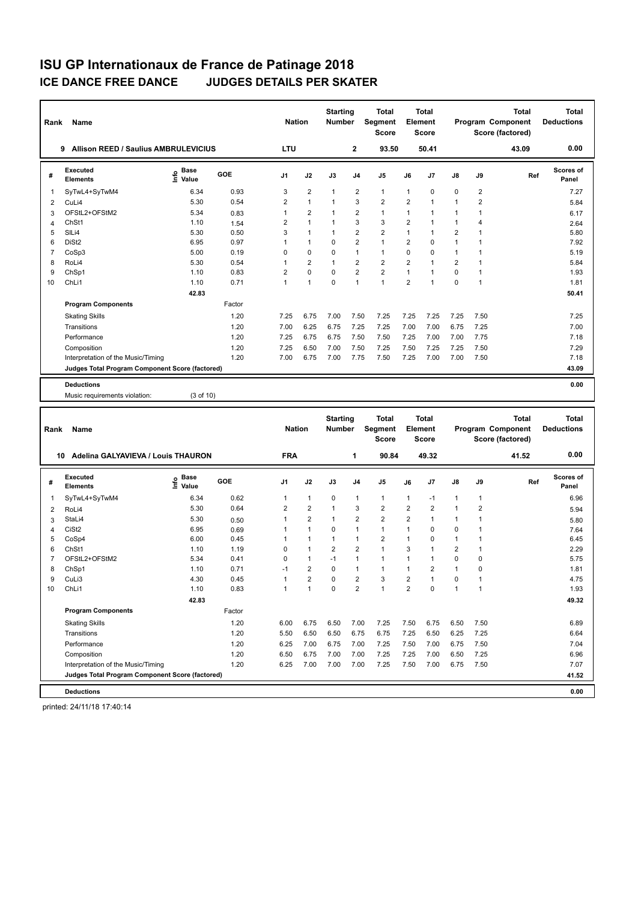# ISU GP Internationaux de France de Patinage 2018

## ICE DANCE FREE DANCE JUDGES DETAILS PER SKATER

| Rank | Name | Nation | Starting Number | Total Segment Score | Total Element Score | Total Program Component Score (factored) | Total Deductions |
|---|---|---|---|---|---|---|---|
| 9 | Allison REED / Saulius AMBRULEVICIUS | LTU | 2 | 93.50 | 50.41 | 43.09 | 0.00 |

| # | Executed Elements | Info | Base Value | GOE | J1 | J2 | J3 | J4 | J5 | J6 | J7 | J8 | J9 | Ref | Scores of Panel |
|---|---|---|---|---|---|---|---|---|---|---|---|---|---|---|---|
| 1 | SyTwL4+SyTwM4 | | 6.34 | 0.93 | 3 | 2 | 1 | 2 | 1 | 1 | 0 | 0 | 2 | | 7.27 |
| 2 | CuLi4 | | 5.30 | 0.54 | 2 | 1 | 1 | 3 | 2 | 2 | 1 | 1 | 2 | | 5.84 |
| 3 | OFStL2+OFStM2 | | 5.34 | 0.83 | 1 | 2 | 1 | 2 | 1 | 1 | 1 | 1 | 1 | | 6.17 |
| 4 | ChSt1 | | 1.10 | 1.54 | 2 | 1 | 1 | 3 | 3 | 2 | 1 | 1 | 4 | | 2.64 |
| 5 | SlLi4 | | 5.30 | 0.50 | 3 | 1 | 1 | 2 | 2 | 1 | 1 | 2 | 1 | | 5.80 |
| 6 | DiSt2 | | 6.95 | 0.97 | 1 | 1 | 0 | 2 | 1 | 2 | 0 | 1 | 1 | | 7.92 |
| 7 | CoSp3 | | 5.00 | 0.19 | 0 | 0 | 0 | 1 | 1 | 0 | 0 | 1 | 1 | | 5.19 |
| 8 | RoLi4 | | 5.30 | 0.54 | 1 | 2 | 1 | 2 | 2 | 2 | 1 | 2 | 1 | | 5.84 |
| 9 | ChSp1 | | 1.10 | 0.83 | 2 | 0 | 0 | 2 | 2 | 1 | 1 | 0 | 1 | | 1.93 |
| 10 | ChLi1 | | 1.10 | 0.71 | 1 | 1 | 0 | 1 | 1 | 2 | 1 | 0 | 1 | | 1.81 |
| | | | 42.83 | | | | | | | | | | | | 50.41 |

| Program Components | Factor | J1 | J2 | J3 | J4 | J5 | J6 | J7 | J8 | J9 | Scores of Panel |
|---|---|---|---|---|---|---|---|---|---|---|---|
| Skating Skills | 1.20 | 7.25 | 6.75 | 7.00 | 7.50 | 7.25 | 7.25 | 7.25 | 7.25 | 7.50 | 7.25 |
| Transitions | 1.20 | 7.00 | 6.25 | 6.75 | 7.25 | 7.25 | 7.00 | 7.00 | 6.75 | 7.25 | 7.00 |
| Performance | 1.20 | 7.25 | 6.75 | 6.75 | 7.50 | 7.50 | 7.25 | 7.00 | 7.00 | 7.75 | 7.18 |
| Composition | 1.20 | 7.25 | 6.50 | 7.00 | 7.50 | 7.25 | 7.50 | 7.25 | 7.25 | 7.50 | 7.29 |
| Interpretation of the Music/Timing | 1.20 | 7.00 | 6.75 | 7.00 | 7.75 | 7.50 | 7.25 | 7.00 | 7.00 | 7.50 | 7.18 |
| Judges Total Program Component Score (factored) | | | | | | | | | | | 43.09 |

**Deductions** 0.00

Music requirements violation: (3 of 10)

| Rank | Name | Nation | Starting Number | Total Segment Score | Total Element Score | Total Program Component Score (factored) | Total Deductions |
|---|---|---|---|---|---|---|---|
| 10 | Adelina GALYAVIEVA / Louis THAURON | FRA | 1 | 90.84 | 49.32 | 41.52 | 0.00 |

| # | Executed Elements | Info | Base Value | GOE | J1 | J2 | J3 | J4 | J5 | J6 | J7 | J8 | J9 | Ref | Scores of Panel |
|---|---|---|---|---|---|---|---|---|---|---|---|---|---|---|---|
| 1 | SyTwL4+SyTwM4 | | 6.34 | 0.62 | 1 | 1 | 0 | 1 | 1 | 1 | -1 | 1 | 1 | | 6.96 |
| 2 | RoLi4 | | 5.30 | 0.64 | 2 | 2 | 1 | 3 | 2 | 2 | 2 | 1 | 2 | | 5.94 |
| 3 | StaLi4 | | 5.30 | 0.50 | 1 | 2 | 1 | 2 | 2 | 2 | 1 | 1 | 1 | | 5.80 |
| 4 | CiSt2 | | 6.95 | 0.69 | 1 | 1 | 0 | 1 | 1 | 1 | 0 | 0 | 1 | | 7.64 |
| 5 | CoSp4 | | 6.00 | 0.45 | 1 | 1 | 1 | 1 | 2 | 1 | 0 | 1 | 1 | | 6.45 |
| 6 | ChSt1 | | 1.10 | 1.19 | 0 | 1 | 2 | 2 | 1 | 3 | 1 | 2 | 1 | | 2.29 |
| 7 | OFStL2+OFStM2 | | 5.34 | 0.41 | 0 | 1 | -1 | 1 | 1 | 1 | 1 | 0 | 0 | | 5.75 |
| 8 | ChSp1 | | 1.10 | 0.71 | -1 | 2 | 0 | 1 | 1 | 1 | 2 | 1 | 0 | | 1.81 |
| 9 | CuLi3 | | 4.30 | 0.45 | 1 | 2 | 0 | 2 | 3 | 2 | 1 | 0 | 1 | | 4.75 |
| 10 | ChLi1 | | 1.10 | 0.83 | 1 | 1 | 0 | 2 | 1 | 2 | 0 | 1 | 1 | | 1.93 |
| | | | 42.83 | | | | | | | | | | | | 49.32 |

| Program Components | Factor | J1 | J2 | J3 | J4 | J5 | J6 | J7 | J8 | J9 | Scores of Panel |
|---|---|---|---|---|---|---|---|---|---|---|---|
| Skating Skills | 1.20 | 6.00 | 6.75 | 6.50 | 7.00 | 7.25 | 7.50 | 6.75 | 6.50 | 7.50 | 6.89 |
| Transitions | 1.20 | 5.50 | 6.50 | 6.50 | 6.75 | 6.75 | 7.25 | 6.50 | 6.25 | 7.25 | 6.64 |
| Performance | 1.20 | 6.25 | 7.00 | 6.75 | 7.00 | 7.25 | 7.50 | 7.00 | 6.75 | 7.50 | 7.04 |
| Composition | 1.20 | 6.50 | 6.75 | 7.00 | 7.00 | 7.25 | 7.25 | 7.00 | 6.50 | 7.25 | 6.96 |
| Interpretation of the Music/Timing | 1.20 | 6.25 | 7.00 | 7.00 | 7.00 | 7.25 | 7.50 | 7.00 | 6.75 | 7.50 | 7.07 |
| Judges Total Program Component Score (factored) | | | | | | | | | | | 41.52 |

**Deductions** 0.00

printed: 24/11/18 17:40:14